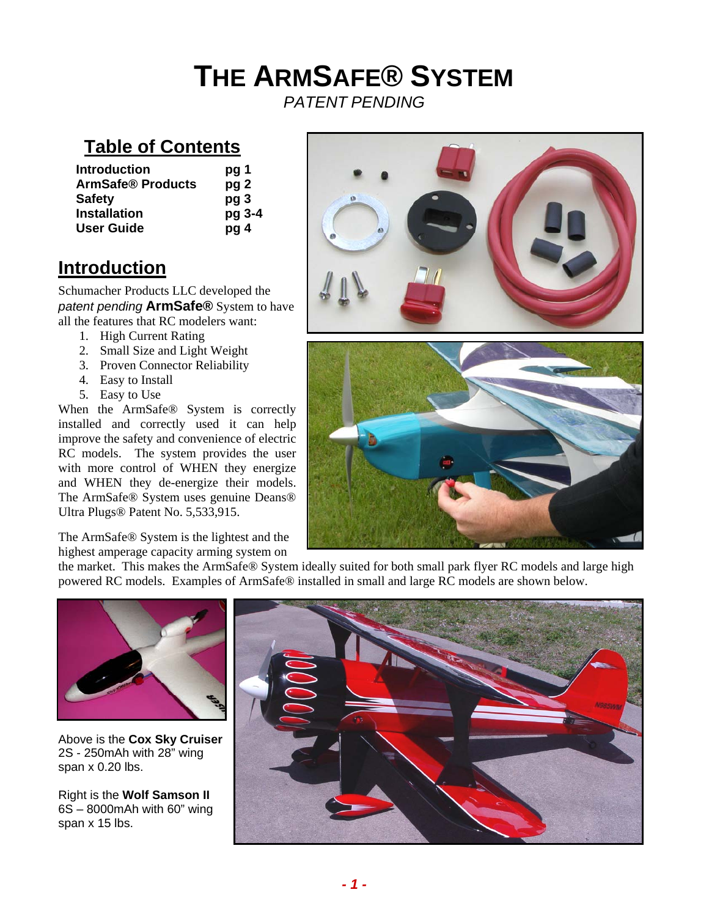# THE ARMSAFE® SYSTEM

*PATENT PENDING*

## Table of Contents

| | |
|---|---|
| **Introduction** | **pg 1** |
| **ArmSafe® Products** | **pg 2** |
| **Safety** | **pg 3** |
| **Installation** | **pg 3-4** |
| **User Guide** | **pg 4** |

## Introduction

Schumacher Products LLC developed the *patent pending* **ArmSafe®** System to have all the features that RC modelers want:

1. High Current Rating
2. Small Size and Light Weight
3. Proven Connector Reliability
4. Easy to Install
5. Easy to Use

When the ArmSafe® System is correctly installed and correctly used it can help improve the safety and convenience of electric RC models. The system provides the user with more control of WHEN they energize and WHEN they de-energize their models. The ArmSafe® System uses genuine Deans® Ultra Plugs® Patent No. 5,533,915.

The ArmSafe® System is the lightest and the highest amperage capacity arming system on the market. This makes the ArmSafe® System ideally suited for both small park flyer RC models and large high powered RC models. Examples of ArmSafe® installed in small and large RC models are shown below.

Above is the **Cox Sky Cruiser** 2S - 250mAh with 28" wing span x 0.20 lbs.

Right is the **Wolf Samson II** 6S – 8000mAh with 60" wing span x 15 lbs.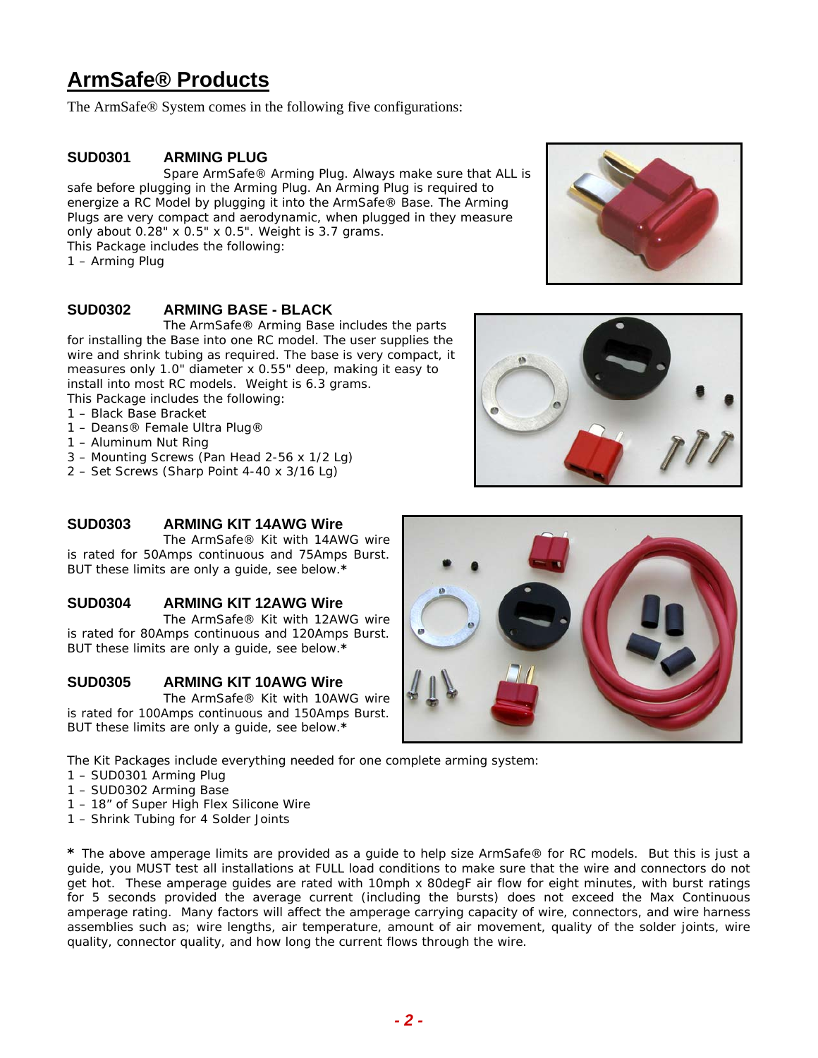# ArmSafe® Products

The ArmSafe® System comes in the following five configurations:

### SUD0301 ARMING PLUG

Spare ArmSafe® Arming Plug. Always make sure that ALL is safe before plugging in the Arming Plug. An Arming Plug is required to energize a RC Model by plugging it into the ArmSafe® Base. The Arming Plugs are very compact and aerodynamic, when plugged in they measure only about 0.28" x 0.5" x 0.5". Weight is 3.7 grams.

This Package includes the following:

1 – Arming Plug

### SUD0302 ARMING BASE - BLACK

The ArmSafe® Arming Base includes the parts for installing the Base into one RC model. The user supplies the wire and shrink tubing as required. The base is very compact, it measures only 1.0" diameter x 0.55" deep, making it easy to install into most RC models. Weight is 6.3 grams.

This Package includes the following:

1 – Black Base Bracket
1 – Deans® Female Ultra Plug®
1 – Aluminum Nut Ring
3 – Mounting Screws (Pan Head 2-56 x 1/2 Lg)
2 – Set Screws (Sharp Point 4-40 x 3/16 Lg)

### SUD0303 ARMING KIT 14AWG Wire

The ArmSafe® Kit with 14AWG wire is rated for 50Amps continuous and 75Amps Burst. BUT these limits are only a guide, see below.**\***

### SUD0304 ARMING KIT 12AWG Wire

The ArmSafe® Kit with 12AWG wire is rated for 80Amps continuous and 120Amps Burst. BUT these limits are only a guide, see below.**\***

### SUD0305 ARMING KIT 10AWG Wire

The ArmSafe® Kit with 10AWG wire is rated for 100Amps continuous and 150Amps Burst. BUT these limits are only a guide, see below.**\***

The Kit Packages include everything needed for one complete arming system:

1 – SUD0301 Arming Plug
1 – SUD0302 Arming Base
1 – 18" of Super High Flex Silicone Wire
1 – Shrink Tubing for 4 Solder Joints

**\*** The above amperage limits are provided as a guide to help size ArmSafe® for RC models. But this is just a guide, you MUST test all installations at FULL load conditions to make sure that the wire and connectors do not get hot. These amperage guides are rated with 10mph x 80degF air flow for eight minutes, with burst ratings for 5 seconds provided the average current (including the bursts) does not exceed the Max Continuous amperage rating. Many factors will affect the amperage carrying capacity of wire, connectors, and wire harness assemblies such as; wire lengths, air temperature, amount of air movement, quality of the solder joints, wire quality, connector quality, and how long the current flows through the wire.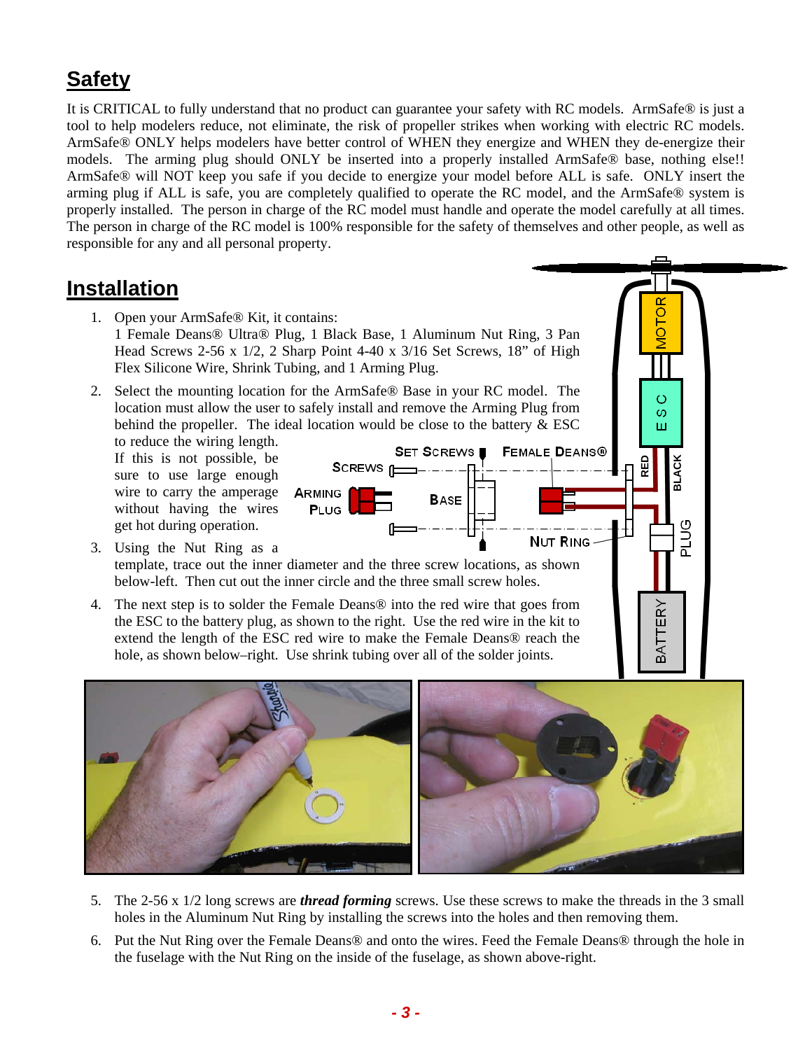## Safety

It is CRITICAL to fully understand that no product can guarantee your safety with RC models. ArmSafe® is just a tool to help modelers reduce, not eliminate, the risk of propeller strikes when working with electric RC models. ArmSafe® ONLY helps modelers have better control of WHEN they energize and WHEN they de-energize their models. The arming plug should ONLY be inserted into a properly installed ArmSafe® base, nothing else!! ArmSafe® will NOT keep you safe if you decide to energize your model before ALL is safe. ONLY insert the arming plug if ALL is safe, you are completely qualified to operate the RC model, and the ArmSafe® system is properly installed. The person in charge of the RC model must handle and operate the model carefully at all times. The person in charge of the RC model is 100% responsible for the safety of themselves and other people, as well as responsible for any and all personal property.

## Installation

1. Open your ArmSafe® Kit, it contains:
   1 Female Deans® Ultra® Plug, 1 Black Base, 1 Aluminum Nut Ring, 3 Pan Head Screws 2-56 x 1/2, 2 Sharp Point 4-40 x 3/16 Set Screws, 18" of High Flex Silicone Wire, Shrink Tubing, and 1 Arming Plug.
2. Select the mounting location for the ArmSafe® Base in your RC model. The location must allow the user to safely install and remove the Arming Plug from behind the propeller. The ideal location would be close to the battery & ESC to reduce the wiring length. If this is not possible, be sure to use large enough wire to carry the amperage without having the wires get hot during operation.
3. Using the Nut Ring as a template, trace out the inner diameter and the three screw locations, as shown below-left. Then cut out the inner circle and the three small screw holes.
4. The next step is to solder the Female Deans® into the red wire that goes from the ESC to the battery plug, as shown to the right. Use the red wire in the kit to extend the length of the ESC red wire to make the Female Deans® reach the hole, as shown below–right. Use shrink tubing over all of the solder joints.
5. The 2-56 x 1/2 long screws are ***thread forming*** screws. Use these screws to make the threads in the 3 small holes in the Aluminum Nut Ring by installing the screws into the holes and then removing them.
6. Put the Nut Ring over the Female Deans® and onto the wires. Feed the Female Deans® through the hole in the fuselage with the Nut Ring on the inside of the fuselage, as shown above-right.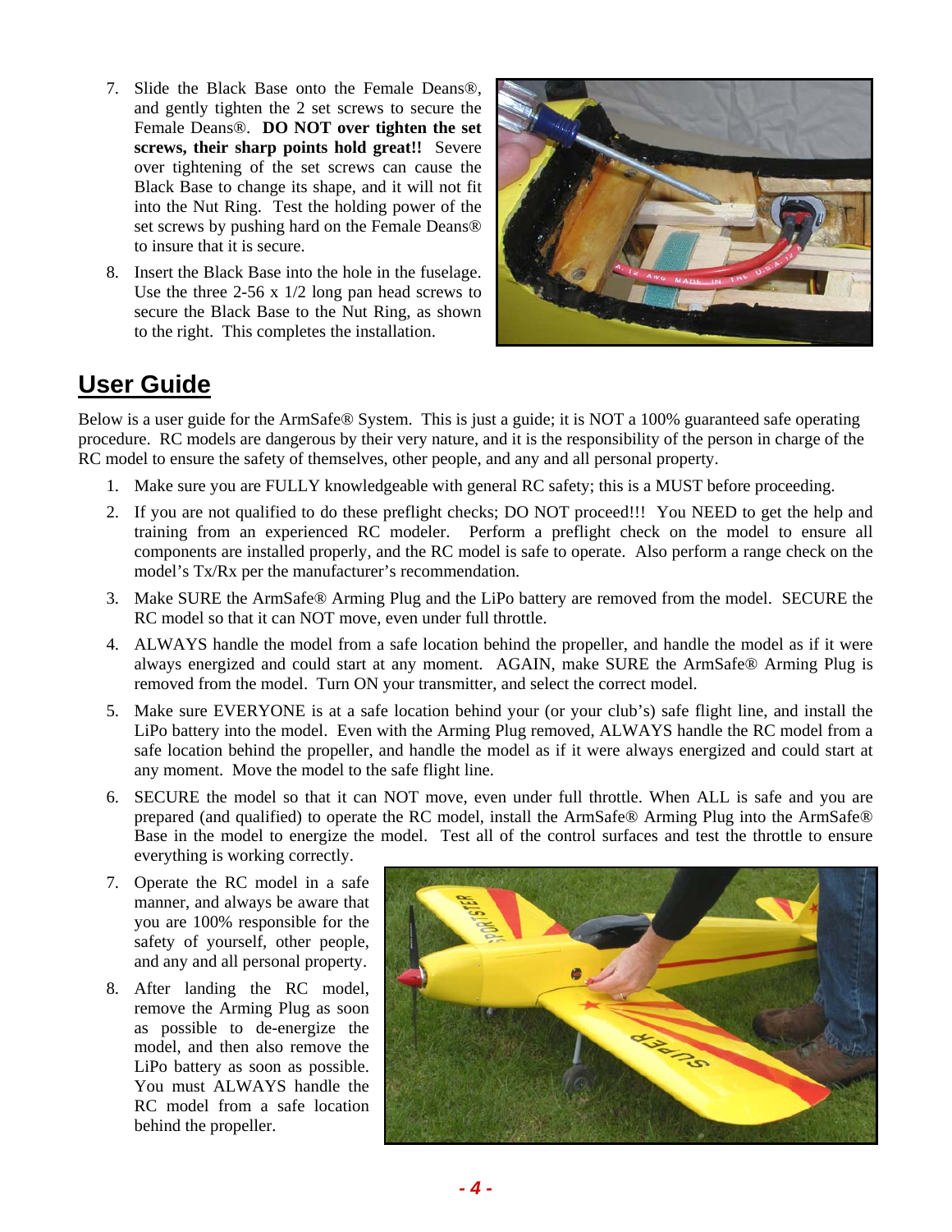7. Slide the Black Base onto the Female Deans®, and gently tighten the 2 set screws to secure the Female Deans®. **DO NOT over tighten the set screws, their sharp points hold great!!** Severe over tightening of the set screws can cause the Black Base to change its shape, and it will not fit into the Nut Ring. Test the holding power of the set screws by pushing hard on the Female Deans® to insure that it is secure.
8. Insert the Black Base into the hole in the fuselage. Use the three 2-56 x 1/2 long pan head screws to secure the Black Base to the Nut Ring, as shown to the right. This completes the installation.

## User Guide

Below is a user guide for the ArmSafe® System. This is just a guide; it is NOT a 100% guaranteed safe operating procedure. RC models are dangerous by their very nature, and it is the responsibility of the person in charge of the RC model to ensure the safety of themselves, other people, and any and all personal property.

1. Make sure you are FULLY knowledgeable with general RC safety; this is a MUST before proceeding.
2. If you are not qualified to do these preflight checks; DO NOT proceed!!! You NEED to get the help and training from an experienced RC modeler. Perform a preflight check on the model to ensure all components are installed properly, and the RC model is safe to operate. Also perform a range check on the model's Tx/Rx per the manufacturer's recommendation.
3. Make SURE the ArmSafe® Arming Plug and the LiPo battery are removed from the model. SECURE the RC model so that it can NOT move, even under full throttle.
4. ALWAYS handle the model from a safe location behind the propeller, and handle the model as if it were always energized and could start at any moment. AGAIN, make SURE the ArmSafe® Arming Plug is removed from the model. Turn ON your transmitter, and select the correct model.
5. Make sure EVERYONE is at a safe location behind your (or your club's) safe flight line, and install the LiPo battery into the model. Even with the Arming Plug removed, ALWAYS handle the RC model from a safe location behind the propeller, and handle the model as if it were always energized and could start at any moment. Move the model to the safe flight line.
6. SECURE the model so that it can NOT move, even under full throttle. When ALL is safe and you are prepared (and qualified) to operate the RC model, install the ArmSafe® Arming Plug into the ArmSafe® Base in the model to energize the model. Test all of the control surfaces and test the throttle to ensure everything is working correctly.
7. Operate the RC model in a safe manner, and always be aware that you are 100% responsible for the safety of yourself, other people, and any and all personal property.
8. After landing the RC model, remove the Arming Plug as soon as possible to de-energize the model, and then also remove the LiPo battery as soon as possible. You must ALWAYS handle the RC model from a safe location behind the propeller.